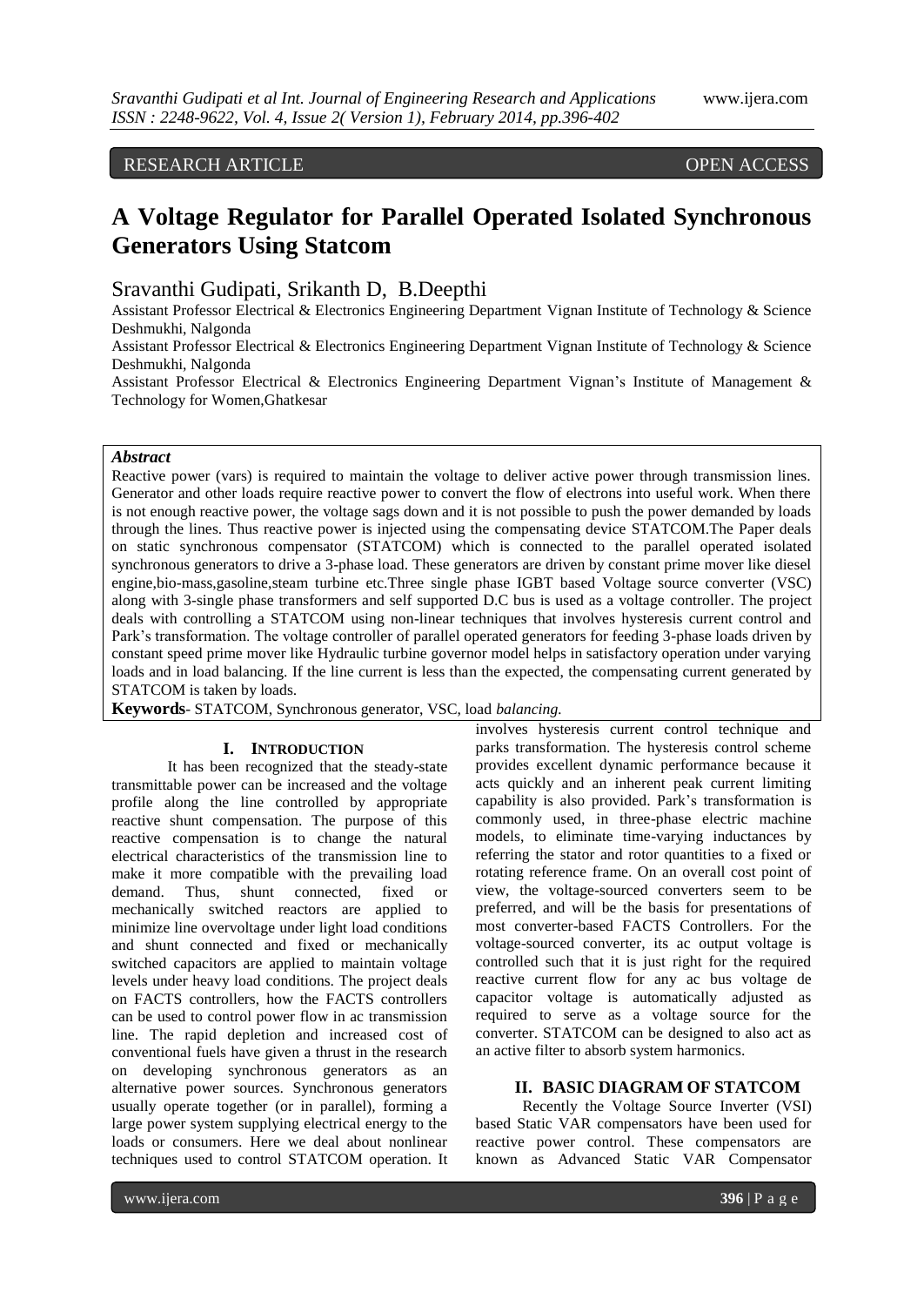RESEARCH ARTICLE OPEN ACCESS

# A Voltage Regulator for Parallel Operated Isolated Synchronous Generators Using Statcom

Sravanthi Gudipati, Srikanth D, B.Deepthi

Assistant Professor Electrical & Electronics Engineering Department Vignan Institute of Technology & Science Deshmukhi, Nalgonda

Assistant Professor Electrical & Electronics Engineering Department Vignan Institute of Technology & Science Deshmukhi, Nalgonda

Assistant Professor Electrical & Electronics Engineering Department Vignan's Institute of Management & Technology for Women,Ghatkesar

***Abstract***

Reactive power (vars) is required to maintain the voltage to deliver active power through transmission lines. Generator and other loads require reactive power to convert the flow of electrons into useful work. When there is not enough reactive power, the voltage sags down and it is not possible to push the power demanded by loads through the lines. Thus reactive power is injected using the compensating device STATCOM.The Paper deals on static synchronous compensator (STATCOM) which is connected to the parallel operated isolated synchronous generators to drive a 3-phase load. These generators are driven by constant prime mover like diesel engine,bio-mass,gasoline,steam turbine etc.Three single phase IGBT based Voltage source converter (VSC) along with 3-single phase transformers and self supported D.C bus is used as a voltage controller. The project deals with controlling a STATCOM using non-linear techniques that involves hysteresis current control and Park's transformation. The voltage controller of parallel operated generators for feeding 3-phase loads driven by constant speed prime mover like Hydraulic turbine governor model helps in satisfactory operation under varying loads and in load balancing. If the line current is less than the expected, the compensating current generated by STATCOM is taken by loads.

**Keywords**- STATCOM, Synchronous generator, VSC, load *balancing.*

## I. INTRODUCTION

It has been recognized that the steady-state transmittable power can be increased and the voltage profile along the line controlled by appropriate reactive shunt compensation. The purpose of this reactive compensation is to change the natural electrical characteristics of the transmission line to make it more compatible with the prevailing load demand. Thus, shunt connected, fixed or mechanically switched reactors are applied to minimize line overvoltage under light load conditions and shunt connected and fixed or mechanically switched capacitors are applied to maintain voltage levels under heavy load conditions. The project deals on FACTS controllers, how the FACTS controllers can be used to control power flow in ac transmission line. The rapid depletion and increased cost of conventional fuels have given a thrust in the research on developing synchronous generators as an alternative power sources. Synchronous generators usually operate together (or in parallel), forming a large power system supplying electrical energy to the loads or consumers. Here we deal about nonlinear techniques used to control STATCOM operation. It involves hysteresis current control technique and parks transformation. The hysteresis control scheme provides excellent dynamic performance because it acts quickly and an inherent peak current limiting capability is also provided. Park's transformation is commonly used, in three-phase electric machine models, to eliminate time-varying inductances by referring the stator and rotor quantities to a fixed or rotating reference frame. On an overall cost point of view, the voltage-sourced converters seem to be preferred, and will be the basis for presentations of most converter-based FACTS Controllers. For the voltage-sourced converter, its ac output voltage is controlled such that it is just right for the required reactive current flow for any ac bus voltage de capacitor voltage is automatically adjusted as required to serve as a voltage source for the converter. STATCOM can be designed to also act as an active filter to absorb system harmonics.

## II. BASIC DIAGRAM OF STATCOM

Recently the Voltage Source Inverter (VSI) based Static VAR compensators have been used for reactive power control. These compensators are known as Advanced Static VAR Compensator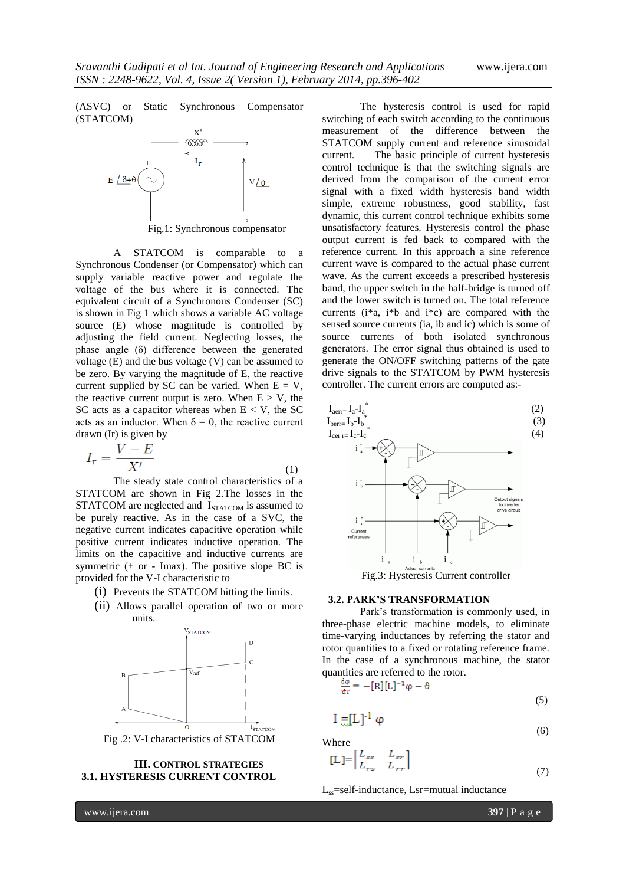(ASVC) or Static Synchronous Compensator (STATCOM)

Fig.1: Synchronous compensator

A STATCOM is comparable to a Synchronous Condenser (or Compensator) which can supply variable reactive power and regulate the voltage of the bus where it is connected. The equivalent circuit of a Synchronous Condenser (SC) is shown in Fig 1 which shows a variable AC voltage source (E) whose magnitude is controlled by adjusting the field current. Neglecting losses, the phase angle (δ) difference between the generated voltage (E) and the bus voltage (V) can be assumed to be zero. By varying the magnitude of E, the reactive current supplied by SC can be varied. When E = V, the reactive current output is zero. When E > V, the SC acts as a capacitor whereas when E < V, the SC acts as an inductor. When δ = 0, the reactive current drawn (Ir) is given by

$$I_r = \frac{V - E}{X'} \quad (1)$$

The steady state control characteristics of a STATCOM are shown in Fig 2.The losses in the STATCOM are neglected and $I_{STATCOM}$ is assumed to be purely reactive. As in the case of a SVC, the negative current indicates capacitive operation while positive current indicates inductive operation. The limits on the capacitive and inductive currents are symmetric (+ or - Imax). The positive slope BC is provided for the V-I characteristic to

(i) Prevents the STATCOM hitting the limits.

(ii) Allows parallel operation of two or more units.

Fig .2: V-I characteristics of STATCOM

## III. CONTROL STRATEGIES

### 3.1. HYSTERESIS CURRENT CONTROL

The hysteresis control is used for rapid switching of each switch according to the continuous measurement of the difference between the STATCOM supply current and reference sinusoidal current. The basic principle of current hysteresis control technique is that the switching signals are derived from the comparison of the current error signal with a fixed width hysteresis band width simple, extreme robustness, good stability, fast dynamic, this current control technique exhibits some unsatisfactory features. Hysteresis control the phase output current is fed back to compared with the reference current. In this approach a sine reference current wave is compared to the actual phase current wave. As the current exceeds a prescribed hysteresis band, the upper switch in the half-bridge is turned off and the lower switch is turned on. The total reference currents (i*a, i*b and i*c) are compared with the sensed source currents (ia, ib and ic) which is some of source currents of both isolated synchronous generators. The error signal thus obtained is used to generate the ON/OFF switching patterns of the gate drive signals to the STATCOM by PWM hysteresis controller. The current errors are computed as:-

$$I_{aerr} = I_a - I_a^* \quad (2)$$

$$I_{berr} = I_b - I_b^* \quad (3)$$

$$I_{cer\,r} = I_c - I_c^* \quad (4)$$

Fig.3: Hysteresis Current controller

### 3.2. PARK'S TRANSFORMATION

Park's transformation is commonly used, in three-phase electric machine models, to eliminate time-varying inductances by referring the stator and rotor quantities to a fixed or rotating reference frame. In the case of a synchronous machine, the stator quantities are referred to the rotor.

$$\frac{d\varphi}{dt} = -[R][L]^{-1}\varphi - \vartheta \quad (5)$$

$$I = [L]^{-1}\varphi \quad (6)$$

Where

$$[L] = \begin{bmatrix} L_{ss} & L_{sr} \\ L_{rs} & L_{rr} \end{bmatrix} \quad (7)$$

$L_{ss}$=self-inductance, Lsr=mutual inductance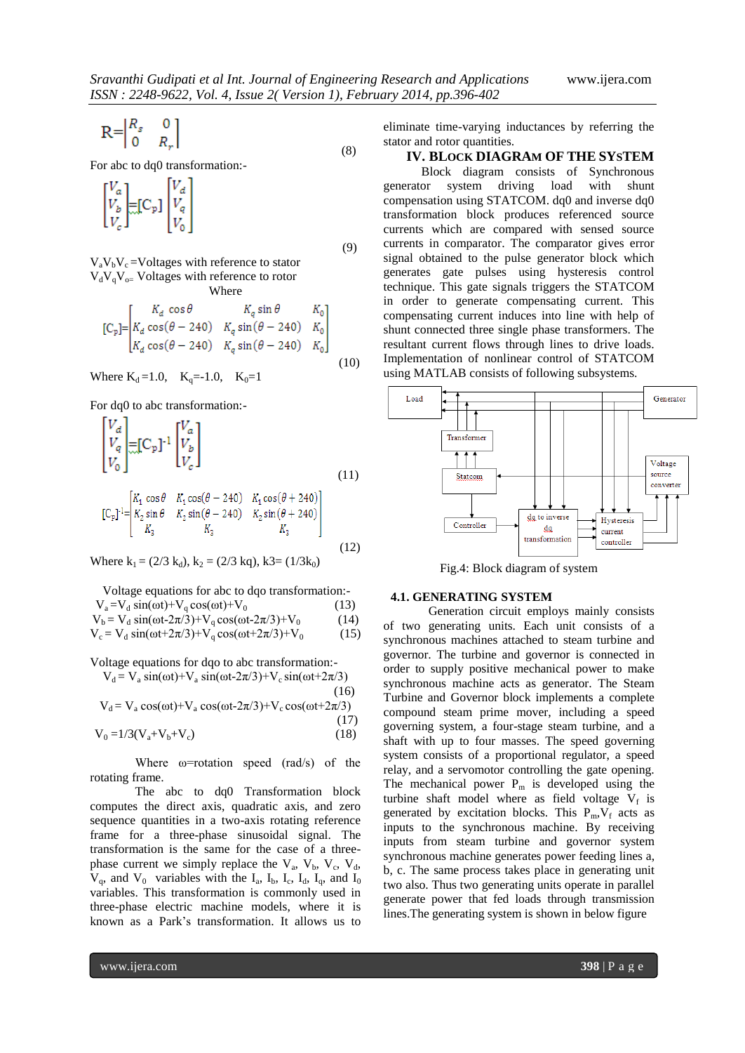$$R=\begin{vmatrix} R_s & 0 \\ 0 & R_r \end{vmatrix} \quad (8)$$

For abc to dq0 transformation:-

$$\begin{bmatrix} V_a \\ V_b \\ V_c \end{bmatrix} = [C_p] \begin{bmatrix} V_d \\ V_q \\ V_0 \end{bmatrix} \quad (9)$$

$V_aV_bV_c$ =Voltages with reference to stator
$V_dV_qV_0$= Voltages with reference to rotor

Where

$$[C_p]=\begin{bmatrix} K_d\cos\theta & K_q\sin\theta & K_0 \\ K_d\cos(\theta-240) & K_q\sin(\theta-240) & K_0 \\ K_d\cos(\theta-240) & K_q\sin(\theta-240) & K_0 \end{bmatrix} \quad (10)$$

Where $K_d$ =1.0, $K_q$=-1.0, $K_0$=1

For dq0 to abc transformation:-

$$\begin{bmatrix} V_d \\ V_q \\ V_0 \end{bmatrix} = [C_p]^{-1} \begin{bmatrix} V_a \\ V_b \\ V_c \end{bmatrix} \quad (11)$$

$$[C_p]^{-1}=\begin{bmatrix} K_1\cos\theta & K_1\cos(\theta-240) & K_1\cos(\theta+240) \\ K_2\sin\theta & K_2\sin(\theta-240) & K_2\sin(\theta+240) \\ K_3 & K_3 & K_3 \end{bmatrix} \quad (12)$$

Where $k_1 = (2/3\ k_d)$, $k_2 = (2/3\ kq)$, $k3= (1/3k_0)$

Voltage equations for abc to dqo transformation:-

$$V_a=V_d \sin(\omega t)+V_q \cos(\omega t)+V_0 \quad (13)$$
$$V_b= V_d \sin(\omega t-2\pi/3)+V_q \cos(\omega t-2\pi/3)+V_0 \quad (14)$$
$$V_c= V_d \sin(\omega t+2\pi/3)+V_q \cos(\omega t+2\pi/3)+V_0 \quad (15)$$

Voltage equations for dqo to abc transformation:-

$$V_d= V_a \sin(\omega t)+V_a \sin(\omega t-2\pi/3)+V_c \sin(\omega t+2\pi/3) \quad (16)$$
$$V_d= V_a \cos(\omega t)+V_a \cos(\omega t-2\pi/3)+V_c \cos(\omega t+2\pi/3) \quad (17)$$
$$V_0 =1/3(V_a+V_b+V_c) \quad (18)$$

Where ω=rotation speed (rad/s) of the rotating frame.

The abc to dq0 Transformation block computes the direct axis, quadratic axis, and zero sequence quantities in a two-axis rotating reference frame for a three-phase sinusoidal signal. The transformation is the same for the case of a three-phase current we simply replace the $V_a$, $V_b$, $V_c$, $V_d$, $V_q$, and $V_0$ variables with the $I_a$, $I_b$, $I_c$, $I_d$, $I_q$, and $I_0$ variables. This transformation is commonly used in three-phase electric machine models, where it is known as a Park's transformation. It allows us to eliminate time-varying inductances by referring the stator and rotor quantities.

## IV. BLOCK DIAGRAM OF THE SYSTEM

Block diagram consists of Synchronous generator system driving load with shunt compensation using STATCOM. dq0 and inverse dq0 transformation block produces referenced source currents which are compared with sensed source currents in comparator. The comparator gives error signal obtained to the pulse generator block which generates gate pulses using hysteresis control technique. This gate signals triggers the STATCOM in order to generate compensating current. This compensating current induces into line with help of shunt connected three single phase transformers. The resultant current flows through lines to drive loads. Implementation of nonlinear control of STATCOM using MATLAB consists of following subsystems.

Fig.4: Block diagram of system

### 4.1. GENERATING SYSTEM

Generation circuit employs mainly consists of two generating units. Each unit consists of a synchronous machines attached to steam turbine and governor. The turbine and governor is connected in order to supply positive mechanical power to make synchronous machine acts as generator. The Steam Turbine and Governor block implements a complete compound steam prime mover, including a speed governing system, a four-stage steam turbine, and a shaft with up to four masses. The speed governing system consists of a proportional regulator, a speed relay, and a servomotor controlling the gate opening. The mechanical power $P_m$ is developed using the turbine shaft model where as field voltage $V_f$ is generated by excitation blocks. This $P_m$,$V_f$ acts as inputs to the synchronous machine. By receiving inputs from steam turbine and governor system synchronous machine generates power feeding lines a, b, c. The same process takes place in generating unit two also. Thus two generating units operate in parallel generate power that fed loads through transmission lines.The generating system is shown in below figure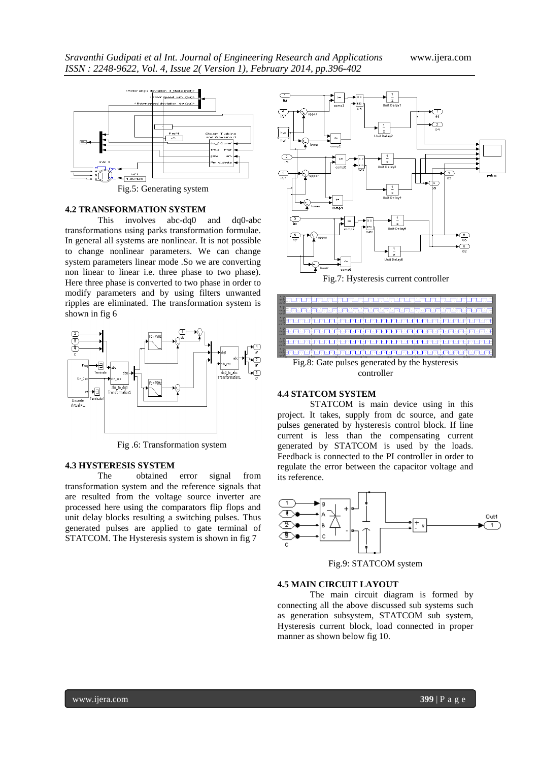Fig.5: Generating system

### 4.2 TRANSFORMATION SYSTEM

This involves abc-dq0 and dq0-abc transformations using parks transformation formulae. In general all systems are nonlinear. It is not possible to change nonlinear parameters. We can change system parameters linear mode .So we are converting non linear to linear i.e. three phase to two phase). Here three phase is converted to two phase in order to modify parameters and by using filters unwanted ripples are eliminated. The transformation system is shown in fig 6

Fig .6: Transformation system

### 4.3 HYSTERESIS SYSTEM

The obtained error signal from transformation system and the reference signals that are resulted from the voltage source inverter are processed here using the comparators flip flops and unit delay blocks resulting a switching pulses. Thus generated pulses are applied to gate terminal of STATCOM. The Hysteresis system is shown in fig 7

Fig.7: Hysteresis current controller

Fig.8: Gate pulses generated by the hysteresis controller

### 4.4 STATCOM SYSTEM

STATCOM is main device using in this project. It takes, supply from dc source, and gate pulses generated by hysteresis control block. If line current is less than the compensating current generated by STATCOM is used by the loads. Feedback is connected to the PI controller in order to regulate the error between the capacitor voltage and its reference.

Fig.9: STATCOM system

### 4.5 MAIN CIRCUIT LAYOUT

The main circuit diagram is formed by connecting all the above discussed sub systems such as generation subsystem, STATCOM sub system, Hysteresis current block, load connected in proper manner as shown below fig 10.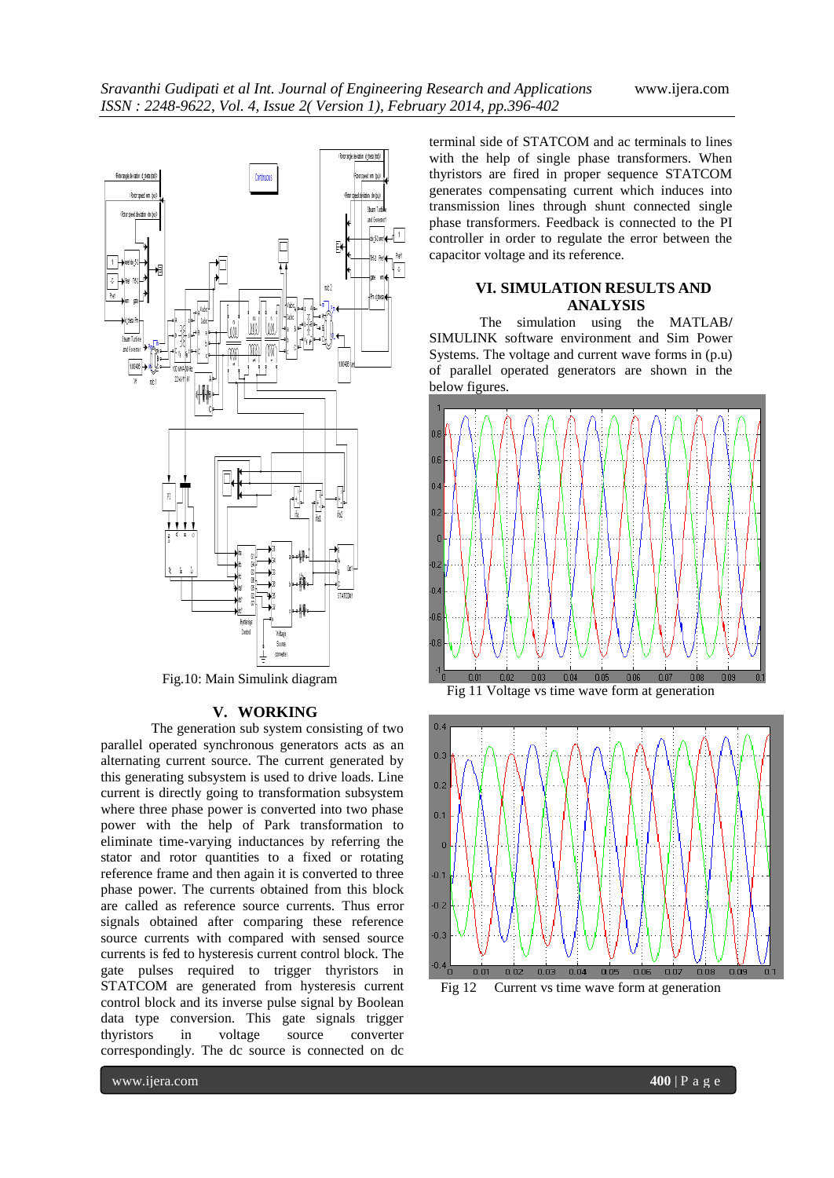Fig.10: Main Simulink diagram

## V. WORKING

The generation sub system consisting of two parallel operated synchronous generators acts as an alternating current source. The current generated by this generating subsystem is used to drive loads. Line current is directly going to transformation subsystem where three phase power is converted into two phase power with the help of Park transformation to eliminate time-varying inductances by referring the stator and rotor quantities to a fixed or rotating reference frame and then again it is converted to three phase power. The currents obtained from this block are called as reference source currents. Thus error signals obtained after comparing these reference source currents with compared with sensed source currents is fed to hysteresis current control block. The gate pulses required to trigger thyristors in STATCOM are generated from hysteresis current control block and its inverse pulse signal by Boolean data type conversion. This gate signals trigger thyristors in voltage source converter correspondingly. The dc source is connected on dc terminal side of STATCOM and ac terminals to lines with the help of single phase transformers. When thyristors are fired in proper sequence STATCOM generates compensating current which induces into transmission lines through shunt connected single phase transformers. Feedback is connected to the PI controller in order to regulate the error between the capacitor voltage and its reference.

## VI. SIMULATION RESULTS AND ANALYSIS

The simulation using the MATLAB/ SIMULINK software environment and Sim Power Systems. The voltage and current wave forms in (p.u) of parallel operated generators are shown in the below figures.

Fig 11 Voltage vs time wave form at generation

Fig 12 Current vs time wave form at generation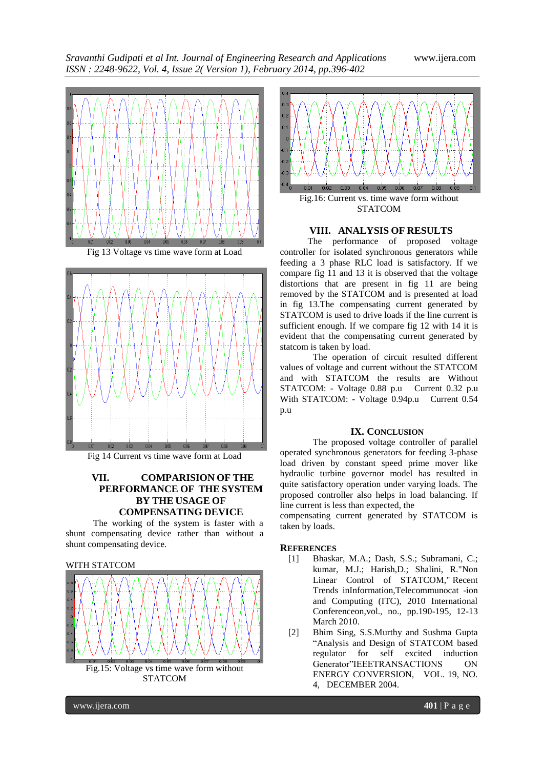Fig 13 Voltage vs time wave form at Load

Fig 14 Current vs time wave form at Load

## VII. COMPARISION OF THE PERFORMANCE OF THE SYSTEM BY THE USAGE OF COMPENSATING DEVICE

The working of the system is faster with a shunt compensating device rather than without a shunt compensating device.

WITH STATCOM

Fig.15: Voltage vs time wave form without STATCOM

Fig.16: Current vs. time wave form without STATCOM

## VIII. ANALYSIS OF RESULTS

The performance of proposed voltage controller for isolated synchronous generators while feeding a 3 phase RLC load is satisfactory. If we compare fig 11 and 13 it is observed that the voltage distortions that are present in fig 11 are being removed by the STATCOM and is presented at load in fig 13.The compensating current generated by STATCOM is used to drive loads if the line current is sufficient enough. If we compare fig 12 with 14 it is evident that the compensating current generated by statcom is taken by load.

The operation of circuit resulted different values of voltage and current without the STATCOM and with STATCOM the results are Without STATCOM: - Voltage 0.88 p.u Current 0.32 p.u With STATCOM: - Voltage 0.94p.u Current 0.54 p.u

## IX. CONCLUSION

The proposed voltage controller of parallel operated synchronous generators for feeding 3-phase load driven by constant speed prime mover like hydraulic turbine governor model has resulted in quite satisfactory operation under varying loads. The proposed controller also helps in load balancing. If line current is less than expected, the compensating current generated by STATCOM is taken by loads.

## REFERENCES

[1] Bhaskar, M.A.; Dash, S.S.; Subramani, C.; kumar, M.J.; Harish,D.; Shalini, R."Non Linear Control of STATCOM," Recent Trends inInformation,Telecommunocat -ion and Computing (ITC), 2010 International Conferenceon,vol., no., pp.190-195, 12-13 March 2010.

[2] Bhim Sing, S.S.Murthy and Sushma Gupta "Analysis and Design of STATCOM based regulator for self excited induction Generator"IEEETRANSACTIONS ON ENERGY CONVERSION, VOL. 19, NO. 4, DECEMBER 2004.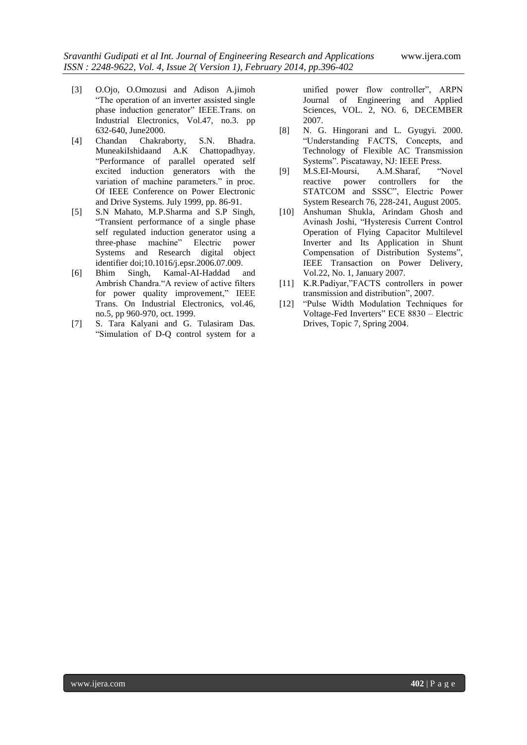[3] O.Ojo, O.Omozusi and Adison A.jimoh "The operation of an inverter assisted single phase induction generator" IEEE.Trans. on Industrial Electronics, Vol.47, no.3. pp 632-640, June2000.

[4] Chandan Chakraborty, S.N. Bhadra. MuneakiIshidaand A.K Chattopadhyay. "Performance of parallel operated self excited induction generators with the variation of machine parameters." in proc. Of IEEE Conference on Power Electronic and Drive Systems. July 1999, pp. 86-91.

[5] S.N Mahato, M.P.Sharma and S.P Singh, "Transient performance of a single phase self regulated induction generator using a three-phase machine" Electric power Systems and Research digital object identifier doi;10.1016/j.epsr.2006.07.009.

[6] Bhim Singh, Kamal-AI-Haddad and Ambrish Chandra."A review of active filters for power quality improvement," IEEE Trans. On Industrial Electronics, vol.46, no.5, pp 960-970, oct. 1999.

[7] S. Tara Kalyani and G. Tulasiram Das. "Simulation of D-Q control system for a unified power flow controller", ARPN Journal of Engineering and Applied Sciences, VOL. 2, NO. 6, DECEMBER 2007.

[8] N. G. Hingorani and L. Gyugyi. 2000. "Understanding FACTS, Concepts, and Technology of Flexible AC Transmission Systems". Piscataway, NJ: IEEE Press.

[9] M.S.EI-Moursi, A.M.Sharaf, "Novel reactive power controllers for the STATCOM and SSSC", Electric Power System Research 76, 228-241, August 2005.

[10] Anshuman Shukla, Arindam Ghosh and Avinash Joshi, "Hysteresis Current Control Operation of Flying Capacitor Multilevel Inverter and Its Application in Shunt Compensation of Distribution Systems", IEEE Transaction on Power Delivery, Vol.22, No. 1, January 2007.

[11] K.R.Padiyar,"FACTS controllers in power transmission and distribution", 2007.

[12] "Pulse Width Modulation Techniques for Voltage-Fed Inverters" ECE 8830 – Electric Drives, Topic 7, Spring 2004.